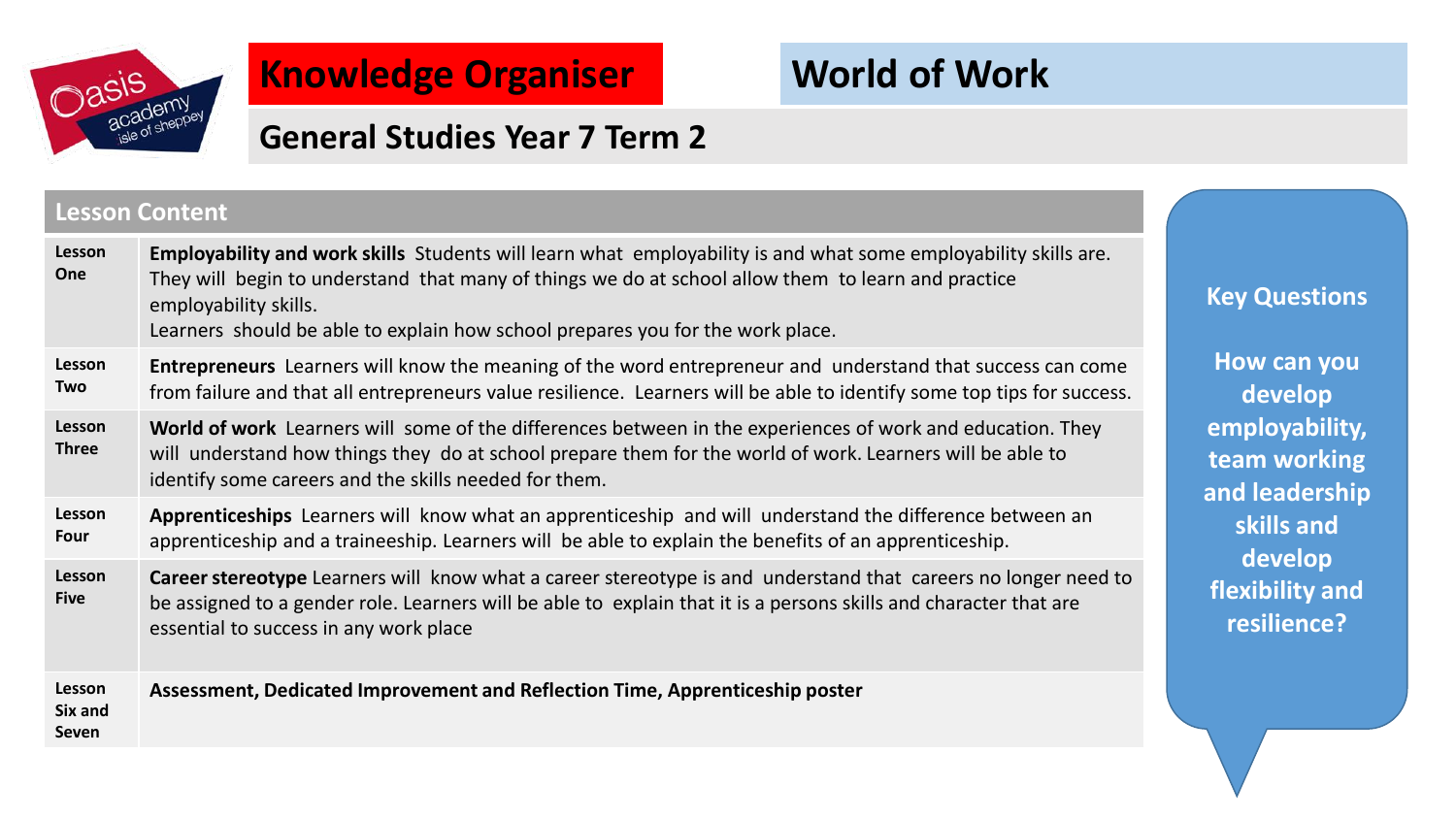# Knowledge Organiser

# World of Work

## General Studies Year 7 Term 2

| Lesson Content | |
|---|---|
| **Lesson One** | **Employability and work skills** Students will learn what employability is and what some employability skills are. They will begin to understand that many of things we do at school allow them to learn and practice employability skills. Learners should be able to explain how school prepares you for the work place. |
| **Lesson Two** | **Entrepreneurs** Learners will know the meaning of the word entrepreneur and understand that success can come from failure and that all entrepreneurs value resilience. Learners will be able to identify some top tips for success. |
| **Lesson Three** | **World of work** Learners will some of the differences between in the experiences of work and education. They will understand how things they do at school prepare them for the world of work. Learners will be able to identify some careers and the skills needed for them. |
| **Lesson Four** | **Apprenticeships** Learners will know what an apprenticeship and will understand the difference between an apprenticeship and a traineeship. Learners will be able to explain the benefits of an apprenticeship. |
| **Lesson Five** | **Career stereotype** Learners will know what a career stereotype is and understand that careers no longer need to be assigned to a gender role. Learners will be able to explain that it is a persons skills and character that are essential to success in any work place |
| **Lesson Six and Seven** | **Assessment, Dedicated Improvement and Reflection Time, Apprenticeship poster** |

**Key Questions**

**How can you develop employability, team working and leadership skills and develop flexibility and resilience?**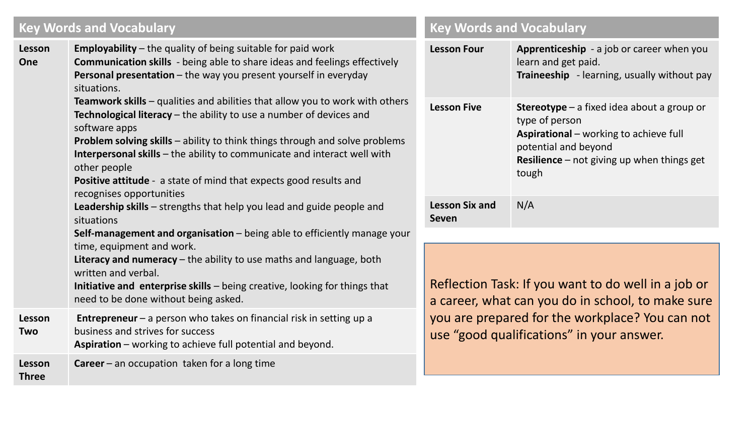## Key Words and Vocabulary

| | |
|---|---|
| **Lesson One** | **Employability** – the quality of being suitable for paid work<br>**Communication skills** - being able to share ideas and feelings effectively<br>**Personal presentation** – the way you present yourself in everyday situations.<br>**Teamwork skills** – qualities and abilities that allow you to work with others<br>**Technological literacy** – the ability to use a number of devices and software apps<br>**Problem solving skills** – ability to think things through and solve problems<br>**Interpersonal skills** – the ability to communicate and interact well with other people<br>**Positive attitude** - a state of mind that expects good results and recognises opportunities<br>**Leadership skills** – strengths that help you lead and guide people and situations<br>**Self-management and organisation** – being able to efficiently manage your time, equipment and work.<br>**Literacy and numeracy** – the ability to use maths and language, both written and verbal.<br>**Initiative and enterprise skills** – being creative, looking for things that need to be done without being asked. |
| **Lesson Two** | **Entrepreneur** – a person who takes on financial risk in setting up a business and strives for success<br>**Aspiration** – working to achieve full potential and beyond. |
| **Lesson Three** | **Career** – an occupation taken for a long time |

## Key Words and Vocabulary

| | |
|---|---|
| **Lesson Four** | **Apprenticeship** - a job or career when you learn and get paid.<br>**Traineeship** - learning, usually without pay |
| **Lesson Five** | **Stereotype** – a fixed idea about a group or type of person<br>**Aspirational** – working to achieve full potential and beyond<br>**Resilience** – not giving up when things get tough |
| **Lesson Six and Seven** | N/A |

Reflection Task: If you want to do well in a job or a career, what can you do in school, to make sure you are prepared for the workplace? You can not use "good qualifications" in your answer.